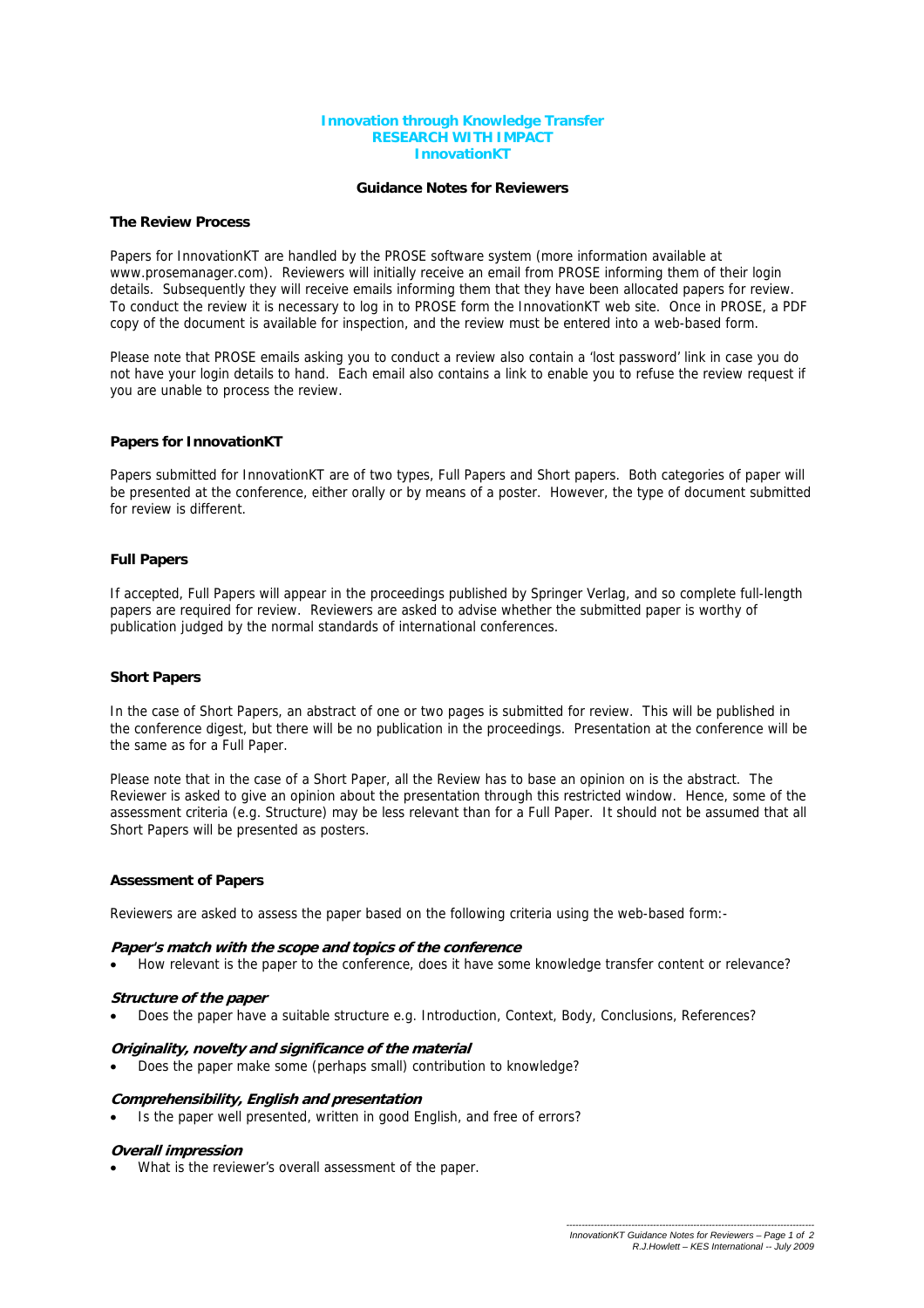# Innovation through Knowledge Transfer
# RESEARCH WITH IMPACT
# InnovationKT

## Guidance Notes for Reviewers

### The Review Process

Papers for InnovationKT are handled by the PROSE software system (more information available at www.prosemanager.com). Reviewers will initially receive an email from PROSE informing them of their login details. Subsequently they will receive emails informing them that they have been allocated papers for review. To conduct the review it is necessary to log in to PROSE form the InnovationKT web site. Once in PROSE, a PDF copy of the document is available for inspection, and the review must be entered into a web-based form.

Please note that PROSE emails asking you to conduct a review also contain a 'lost password' link in case you do not have your login details to hand. Each email also contains a link to enable you to refuse the review request if you are unable to process the review.

### Papers for InnovationKT

Papers submitted for InnovationKT are of two types, Full Papers and Short papers. Both categories of paper will be presented at the conference, either orally or by means of a poster. However, the type of document submitted for review is different.

### Full Papers

If accepted, Full Papers will appear in the proceedings published by Springer Verlag, and so complete full-length papers are required for review. Reviewers are asked to advise whether the submitted paper is worthy of publication judged by the normal standards of international conferences.

### Short Papers

In the case of Short Papers, an abstract of one or two pages is submitted for review. This will be published in the conference digest, but there will be no publication in the proceedings. Presentation at the conference will be the same as for a Full Paper.

Please note that in the case of a Short Paper, all the Review has to base an opinion on is the abstract. The Reviewer is asked to give an opinion about the presentation through this restricted window. Hence, some of the assessment criteria (e.g. Structure) may be less relevant than for a Full Paper. It should not be assumed that all Short Papers will be presented as posters.

### Assessment of Papers

Reviewers are asked to assess the paper based on the following criteria using the web-based form:-

***Paper's match with the scope and topics of the conference***

- How relevant is the paper to the conference, does it have some knowledge transfer content or relevance?

***Structure of the paper***

- Does the paper have a suitable structure e.g. Introduction, Context, Body, Conclusions, References?

***Originality, novelty and significance of the material***

- Does the paper make some (perhaps small) contribution to knowledge?

***Comprehensibility, English and presentation***

- Is the paper well presented, written in good English, and free of errors?

***Overall impression***

- What is the reviewer's overall assessment of the paper.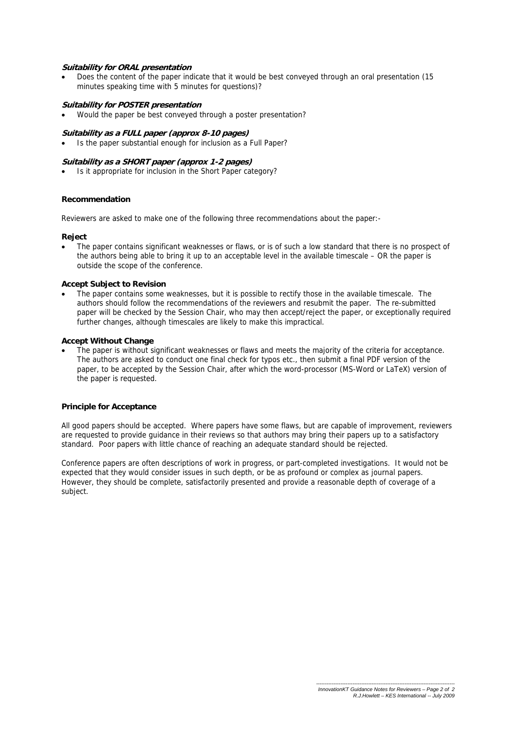***Suitability for ORAL presentation***

- Does the content of the paper indicate that it would be best conveyed through an oral presentation (15 minutes speaking time with 5 minutes for questions)?

***Suitability for POSTER presentation***

- Would the paper be best conveyed through a poster presentation?

***Suitability as a FULL paper (approx 8-10 pages)***

- Is the paper substantial enough for inclusion as a Full Paper?

***Suitability as a SHORT paper (approx 1-2 pages)***

- Is it appropriate for inclusion in the Short Paper category?

**Recommendation**

Reviewers are asked to make one of the following three recommendations about the paper:-

**Reject**

- The paper contains significant weaknesses or flaws, or is of such a low standard that there is no prospect of the authors being able to bring it up to an acceptable level in the available timescale – OR the paper is outside the scope of the conference.

**Accept Subject to Revision**

- The paper contains some weaknesses, but it is possible to rectify those in the available timescale. The authors should follow the recommendations of the reviewers and resubmit the paper. The re-submitted paper will be checked by the Session Chair, who may then accept/reject the paper, or exceptionally required further changes, although timescales are likely to make this impractical.

**Accept Without Change**

- The paper is without significant weaknesses or flaws and meets the majority of the criteria for acceptance. The authors are asked to conduct one final check for typos etc., then submit a final PDF version of the paper, to be accepted by the Session Chair, after which the word-processor (MS-Word or LaTeX) version of the paper is requested.

**Principle for Acceptance**

All good papers should be accepted. Where papers have some flaws, but are capable of improvement, reviewers are requested to provide guidance in their reviews so that authors may bring their papers up to a satisfactory standard. Poor papers with little chance of reaching an adequate standard should be rejected.

Conference papers are often descriptions of work in progress, or part-completed investigations. It would not be expected that they would consider issues in such depth, or be as profound or complex as journal papers. However, they should be complete, satisfactorily presented and provide a reasonable depth of coverage of a subject.